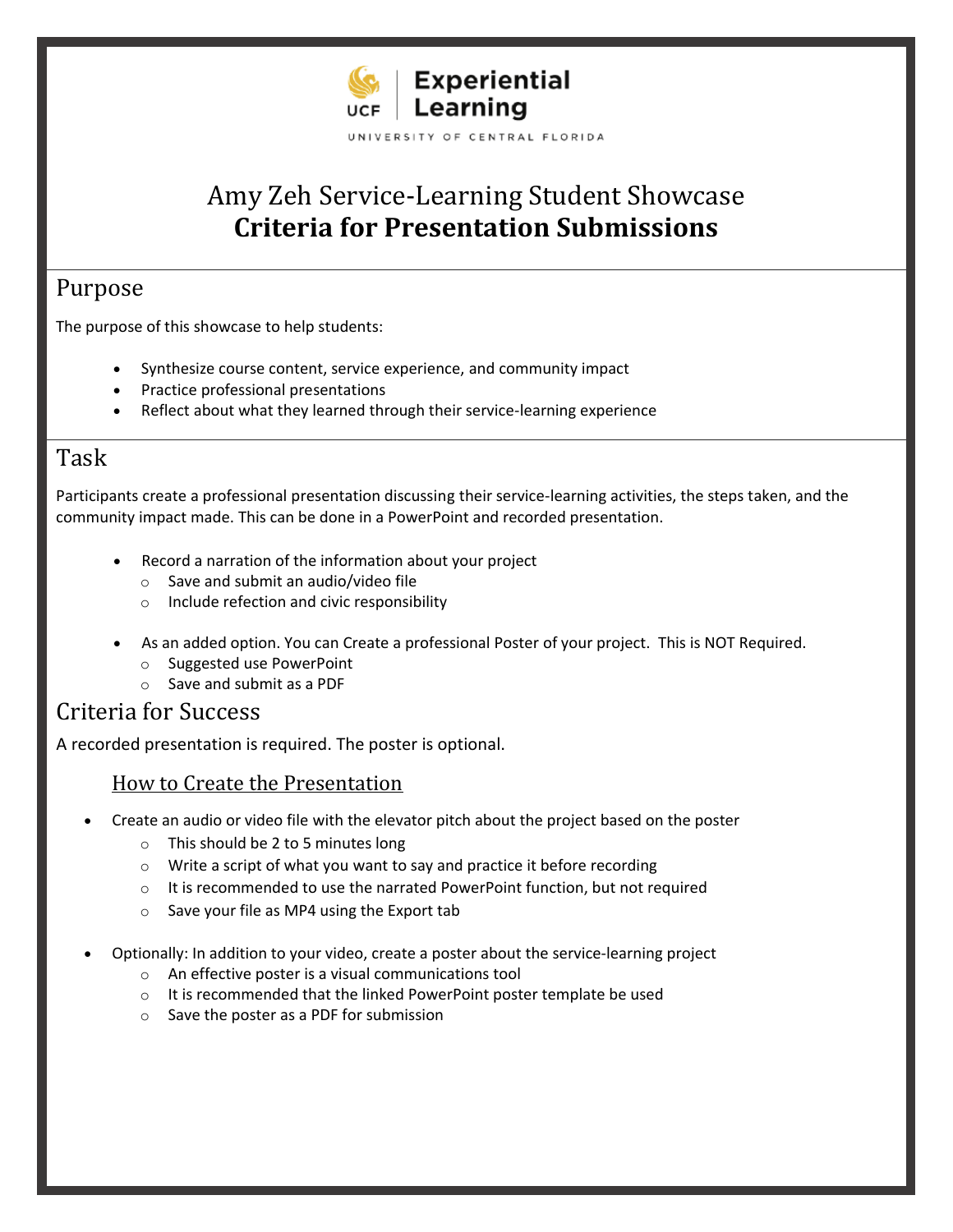UCF | Experiential Learning

UNIVERSITY OF CENTRAL FLORIDA

# Amy Zeh Service-Learning Student Showcase
# **Criteria for Presentation Submissions**

## Purpose

The purpose of this showcase to help students:

- Synthesize course content, service experience, and community impact
- Practice professional presentations
- Reflect about what they learned through their service-learning experience

## Task

Participants create a professional presentation discussing their service-learning activities, the steps taken, and the community impact made. This can be done in a PowerPoint and recorded presentation.

- Record a narration of the information about your project
  - Save and submit an audio/video file
  - Include refection and civic responsibility

- As an added option. You can Create a professional Poster of your project. This is NOT Required.
  - Suggested use PowerPoint
  - Save and submit as a PDF

## Criteria for Success

A recorded presentation is required. The poster is optional.

### How to Create the Presentation

- Create an audio or video file with the elevator pitch about the project based on the poster
  - This should be 2 to 5 minutes long
  - Write a script of what you want to say and practice it before recording
  - It is recommended to use the narrated PowerPoint function, but not required
  - Save your file as MP4 using the Export tab

- Optionally: In addition to your video, create a poster about the service-learning project
  - An effective poster is a visual communications tool
  - It is recommended that the linked PowerPoint poster template be used
  - Save the poster as a PDF for submission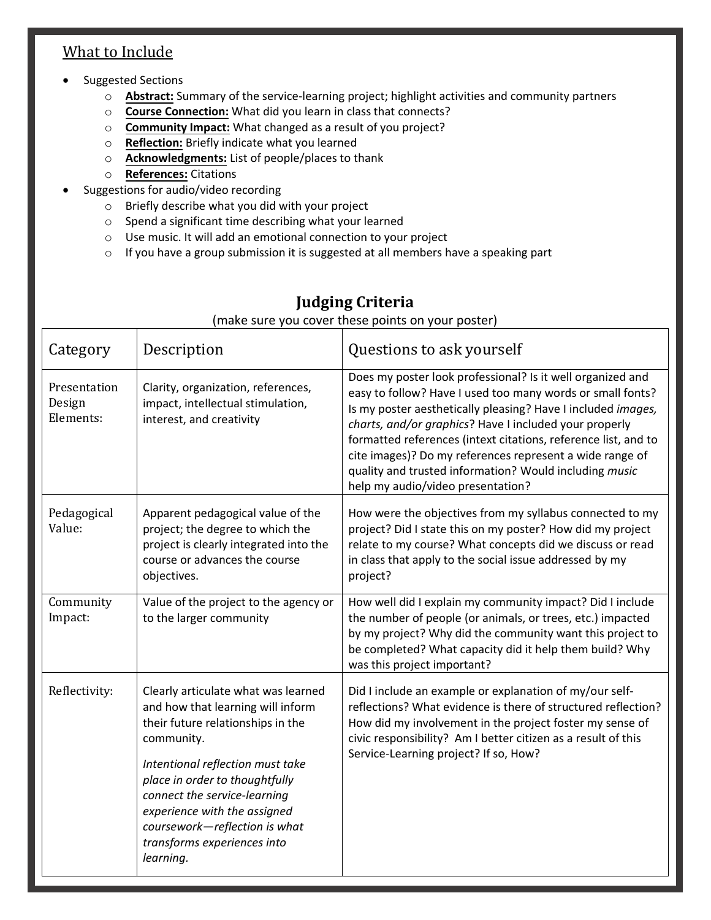## What to Include

- Suggested Sections
  - **Abstract:** Summary of the service-learning project; highlight activities and community partners
  - **Course Connection:** What did you learn in class that connects?
  - **Community Impact:** What changed as a result of you project?
  - **Reflection:** Briefly indicate what you learned
  - **Acknowledgments:** List of people/places to thank
  - **References:** Citations
- Suggestions for audio/video recording
  - Briefly describe what you did with your project
  - Spend a significant time describing what your learned
  - Use music. It will add an emotional connection to your project
  - If you have a group submission it is suggested at all members have a speaking part

## Judging Criteria

(make sure you cover these points on your poster)

| Category | Description | Questions to ask yourself |
|---|---|---|
| Presentation Design Elements: | Clarity, organization, references, impact, intellectual stimulation, interest, and creativity | Does my poster look professional? Is it well organized and easy to follow? Have I used too many words or small fonts? Is my poster aesthetically pleasing? Have I included *images, charts, and/or graphics*? Have I included your properly formatted references (intext citations, reference list, and to cite images)? Do my references represent a wide range of quality and trusted information? Would including *music* help my audio/video presentation? |
| Pedagogical Value: | Apparent pedagogical value of the project; the degree to which the project is clearly integrated into the course or advances the course objectives. | How were the objectives from my syllabus connected to my project? Did I state this on my poster? How did my project relate to my course? What concepts did we discuss or read in class that apply to the social issue addressed by my project? |
| Community Impact: | Value of the project to the agency or to the larger community | How well did I explain my community impact? Did I include the number of people (or animals, or trees, etc.) impacted by my project? Why did the community want this project to be completed? What capacity did it help them build? Why was this project important? |
| Reflectivity: | Clearly articulate what was learned and how that learning will inform their future relationships in the community. *Intentional reflection must take place in order to thoughtfully connect the service-learning experience with the assigned coursework—reflection is what transforms experiences into learning.* | Did I include an example or explanation of my/our self-reflections? What evidence is there of structured reflection? How did my involvement in the project foster my sense of civic responsibility? Am I better citizen as a result of this Service-Learning project? If so, How? |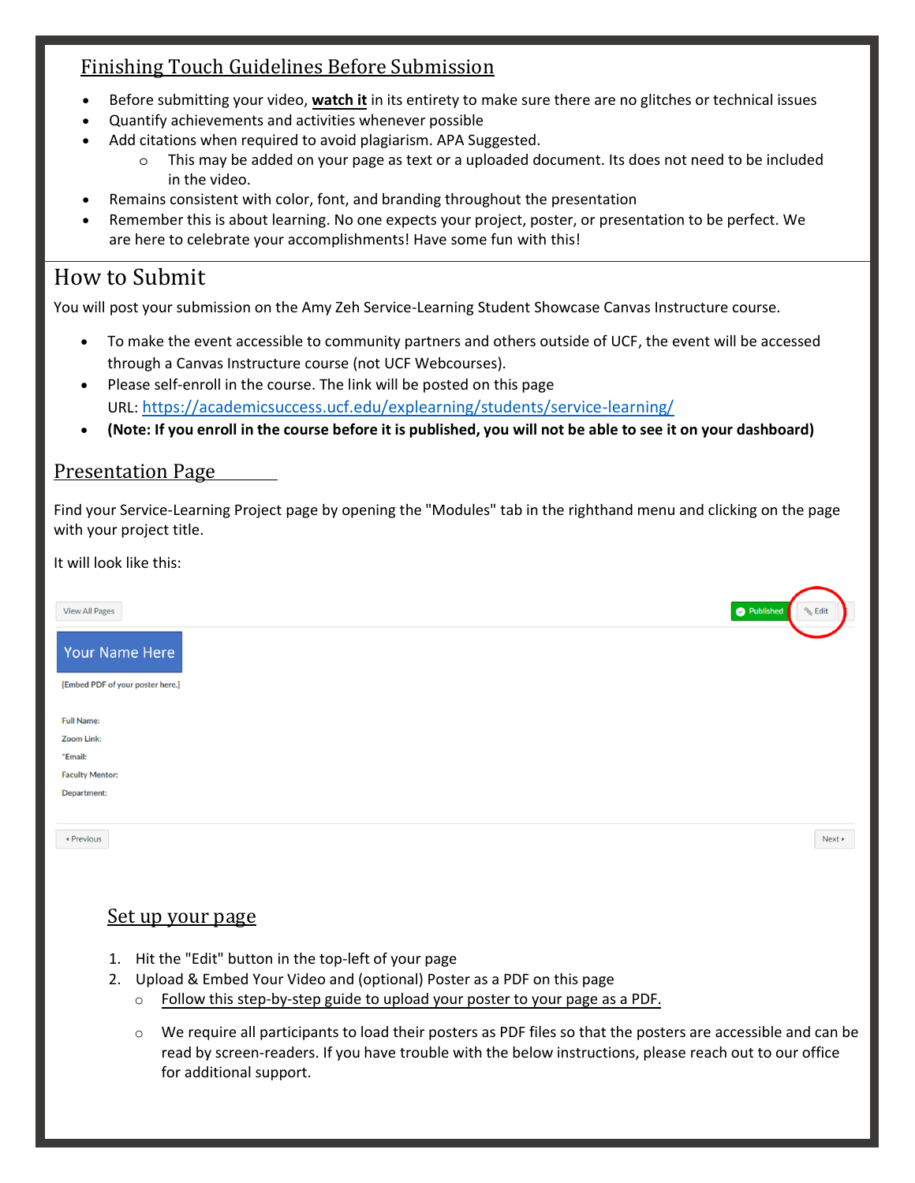## Finishing Touch Guidelines Before Submission

- Before submitting your video, **watch it** in its entirety to make sure there are no glitches or technical issues
- Quantify achievements and activities whenever possible
- Add citations when required to avoid plagiarism. APA Suggested.
  - This may be added on your page as text or a uploaded document. Its does not need to be included in the video.
- Remains consistent with color, font, and branding throughout the presentation
- Remember this is about learning. No one expects your project, poster, or presentation to be perfect. We are here to celebrate your accomplishments! Have some fun with this!

## How to Submit

You will post your submission on the Amy Zeh Service-Learning Student Showcase Canvas Instructure course.

- To make the event accessible to community partners and others outside of UCF, the event will be accessed through a Canvas Instructure course (not UCF Webcourses).
- Please self-enroll in the course. The link will be posted on this page URL: https://academicsuccess.ucf.edu/explearning/students/service-learning/
- **(Note: If you enroll in the course before it is published, you will not be able to see it on your dashboard)**

## Presentation Page

Find your Service-Learning Project page by opening the "Modules" tab in the righthand menu and clicking on the page with your project title.

It will look like this:

View All Pages | Published | Edit

Your Name Here

[Embed PDF of your poster here.]

Full Name:

Zoom Link:

*Email:

Faculty Mentor:

Department:

Previous | Next

### Set up your page

1. Hit the "Edit" button in the top-left of your page
2. Upload & Embed Your Video and (optional) Poster as a PDF on this page
   - Follow this step-by-step guide to upload your poster to your page as a PDF.
   - We require all participants to load their posters as PDF files so that the posters are accessible and can be read by screen-readers. If you have trouble with the below instructions, please reach out to our office for additional support.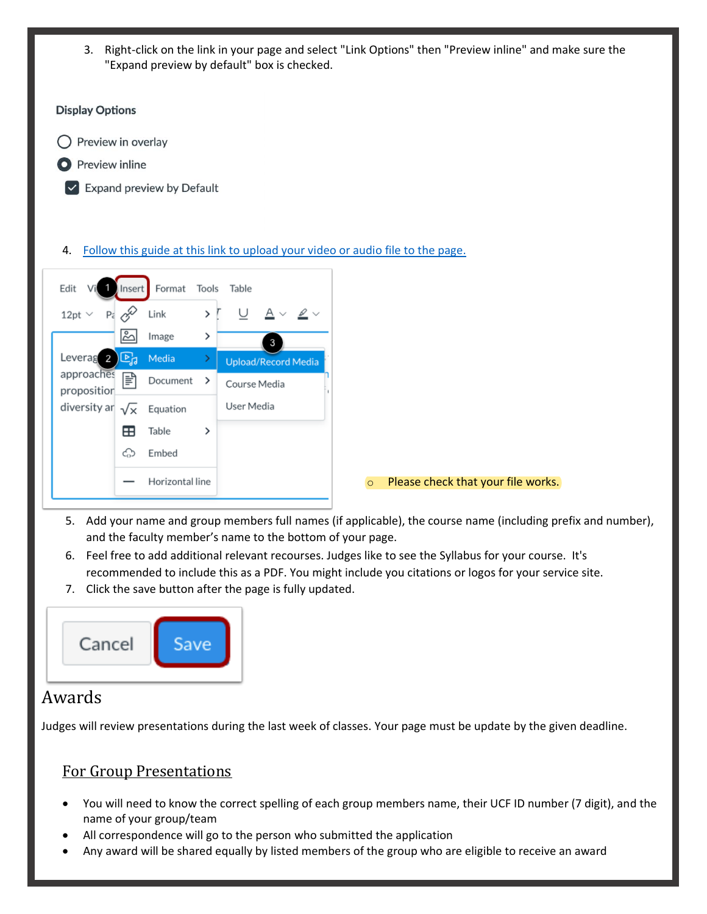3. Right-click on the link in your page and select "Link Options" then "Preview inline" and make sure the "Expand preview by default" box is checked.

4. [Follow this guide at this link to upload your video or audio file to the page.]

   - Please check that your file works.

5. Add your name and group members full names (if applicable), the course name (including prefix and number), and the faculty member's name to the bottom of your page.
6. Feel free to add additional relevant recourses. Judges like to see the Syllabus for your course. It's recommended to include this as a PDF. You might include you citations or logos for your service site.
7. Click the save button after the page is fully updated.

# Awards

Judges will review presentations during the last week of classes. Your page must be update by the given deadline.

## For Group Presentations

- You will need to know the correct spelling of each group members name, their UCF ID number (7 digit), and the name of your group/team
- All correspondence will go to the person who submitted the application
- Any award will be shared equally by listed members of the group who are eligible to receive an award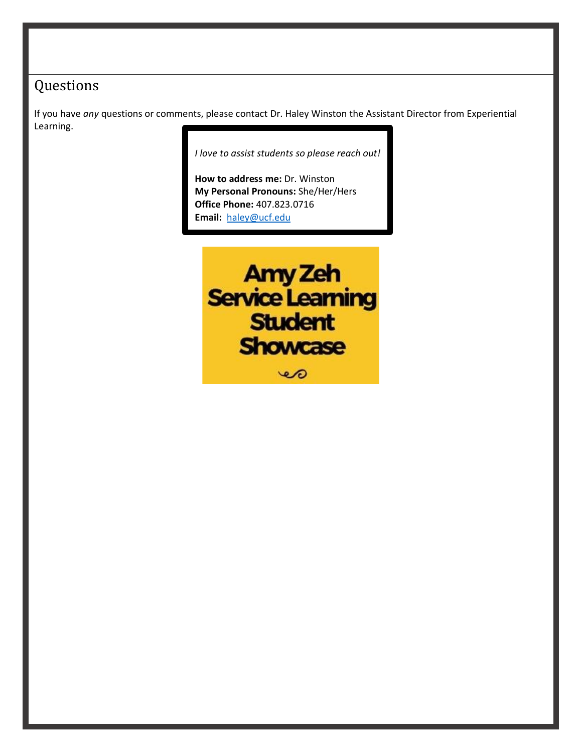## Questions

If you have *any* questions or comments, please contact Dr. Haley Winston the Assistant Director from Experiential Learning.

*I love to assist students so please reach out!*

**How to address me:** Dr. Winston
**My Personal Pronouns:** She/Her/Hers
**Office Phone:** 407.823.0716
**Email:** haley@ucf.edu

Amy Zeh Service Learning Student Showcase